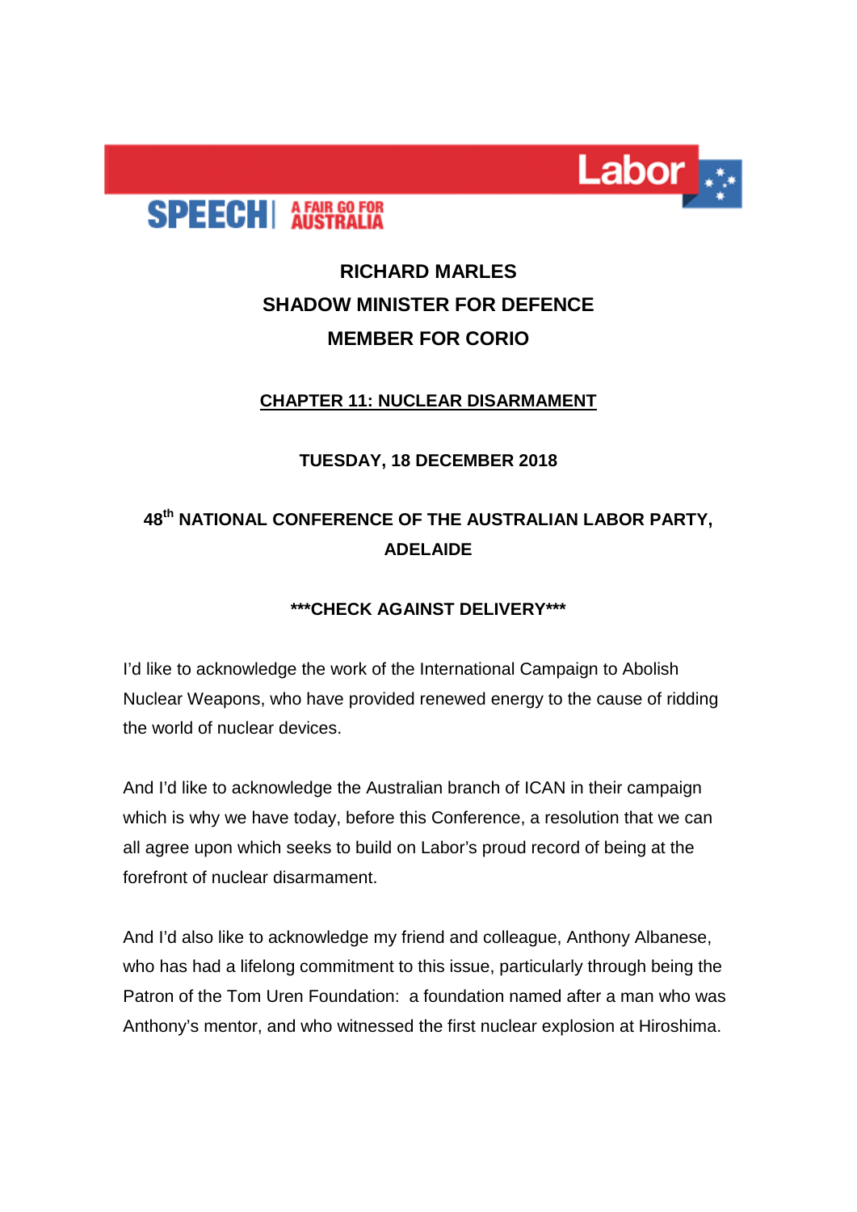**SPEECH | A FAIR GO FOR AUSTRALIA**

**Labor**

# RICHARD MARLES
## SHADOW MINISTER FOR DEFENCE
## MEMBER FOR CORIO

**CHAPTER 11: NUCLEAR DISARMAMENT**

**TUESDAY, 18 DECEMBER 2018**

**48th NATIONAL CONFERENCE OF THE AUSTRALIAN LABOR PARTY, ADELAIDE**

**\*\*\*CHECK AGAINST DELIVERY\*\*\***

I'd like to acknowledge the work of the International Campaign to Abolish Nuclear Weapons, who have provided renewed energy to the cause of ridding the world of nuclear devices.

And I'd like to acknowledge the Australian branch of ICAN in their campaign which is why we have today, before this Conference, a resolution that we can all agree upon which seeks to build on Labor's proud record of being at the forefront of nuclear disarmament.

And I'd also like to acknowledge my friend and colleague, Anthony Albanese, who has had a lifelong commitment to this issue, particularly through being the Patron of the Tom Uren Foundation: a foundation named after a man who was Anthony's mentor, and who witnessed the first nuclear explosion at Hiroshima.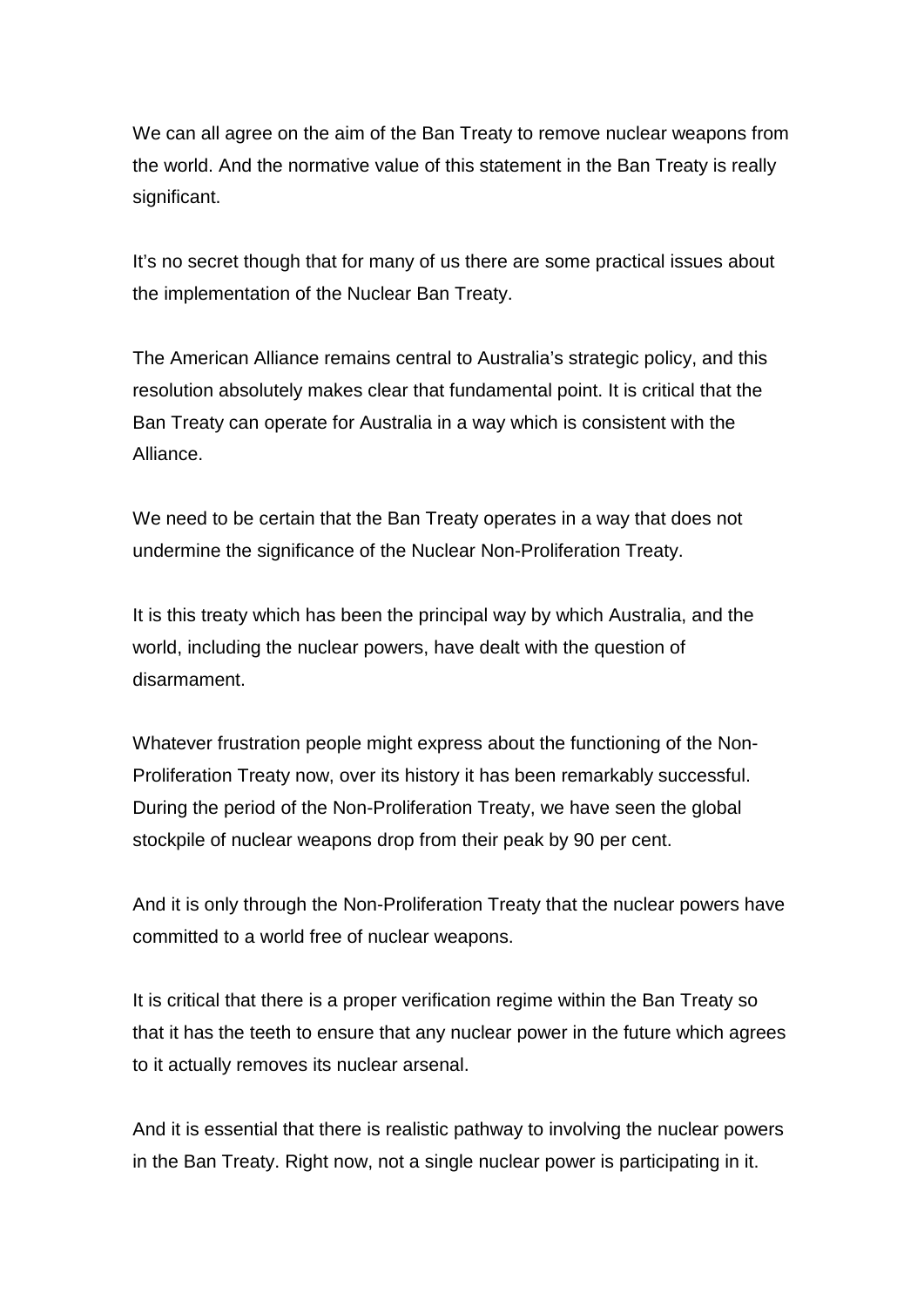We can all agree on the aim of the Ban Treaty to remove nuclear weapons from the world. And the normative value of this statement in the Ban Treaty is really significant.

It's no secret though that for many of us there are some practical issues about the implementation of the Nuclear Ban Treaty.

The American Alliance remains central to Australia's strategic policy, and this resolution absolutely makes clear that fundamental point. It is critical that the Ban Treaty can operate for Australia in a way which is consistent with the Alliance.

We need to be certain that the Ban Treaty operates in a way that does not undermine the significance of the Nuclear Non-Proliferation Treaty.

It is this treaty which has been the principal way by which Australia, and the world, including the nuclear powers, have dealt with the question of disarmament.

Whatever frustration people might express about the functioning of the Non-Proliferation Treaty now, over its history it has been remarkably successful. During the period of the Non-Proliferation Treaty, we have seen the global stockpile of nuclear weapons drop from their peak by 90 per cent.

And it is only through the Non-Proliferation Treaty that the nuclear powers have committed to a world free of nuclear weapons.

It is critical that there is a proper verification regime within the Ban Treaty so that it has the teeth to ensure that any nuclear power in the future which agrees to it actually removes its nuclear arsenal.

And it is essential that there is realistic pathway to involving the nuclear powers in the Ban Treaty. Right now, not a single nuclear power is participating in it.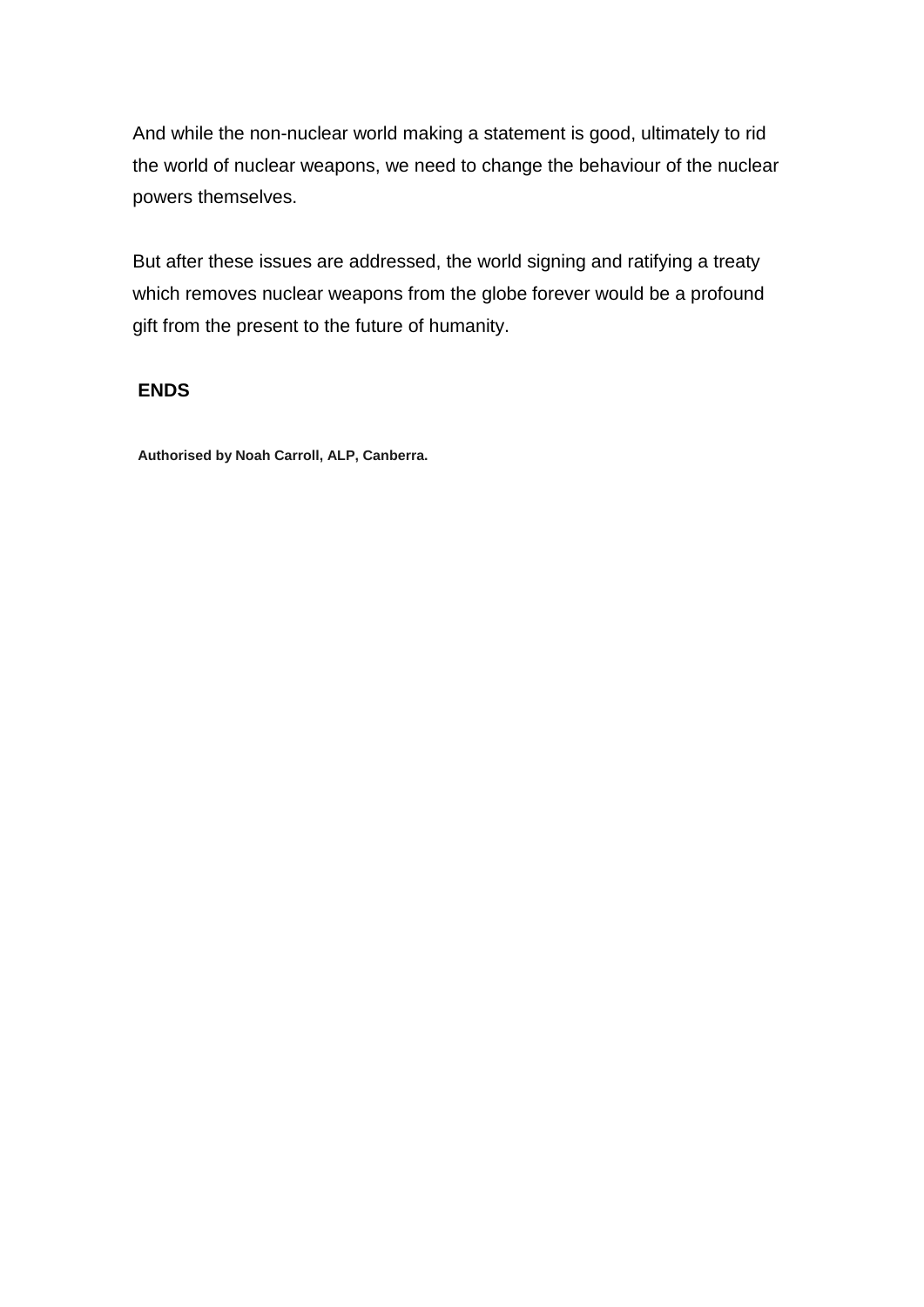And while the non-nuclear world making a statement is good, ultimately to rid the world of nuclear weapons, we need to change the behaviour of the nuclear powers themselves.

But after these issues are addressed, the world signing and ratifying a treaty which removes nuclear weapons from the globe forever would be a profound gift from the present to the future of humanity.

**ENDS**

**Authorised by Noah Carroll, ALP, Canberra.**